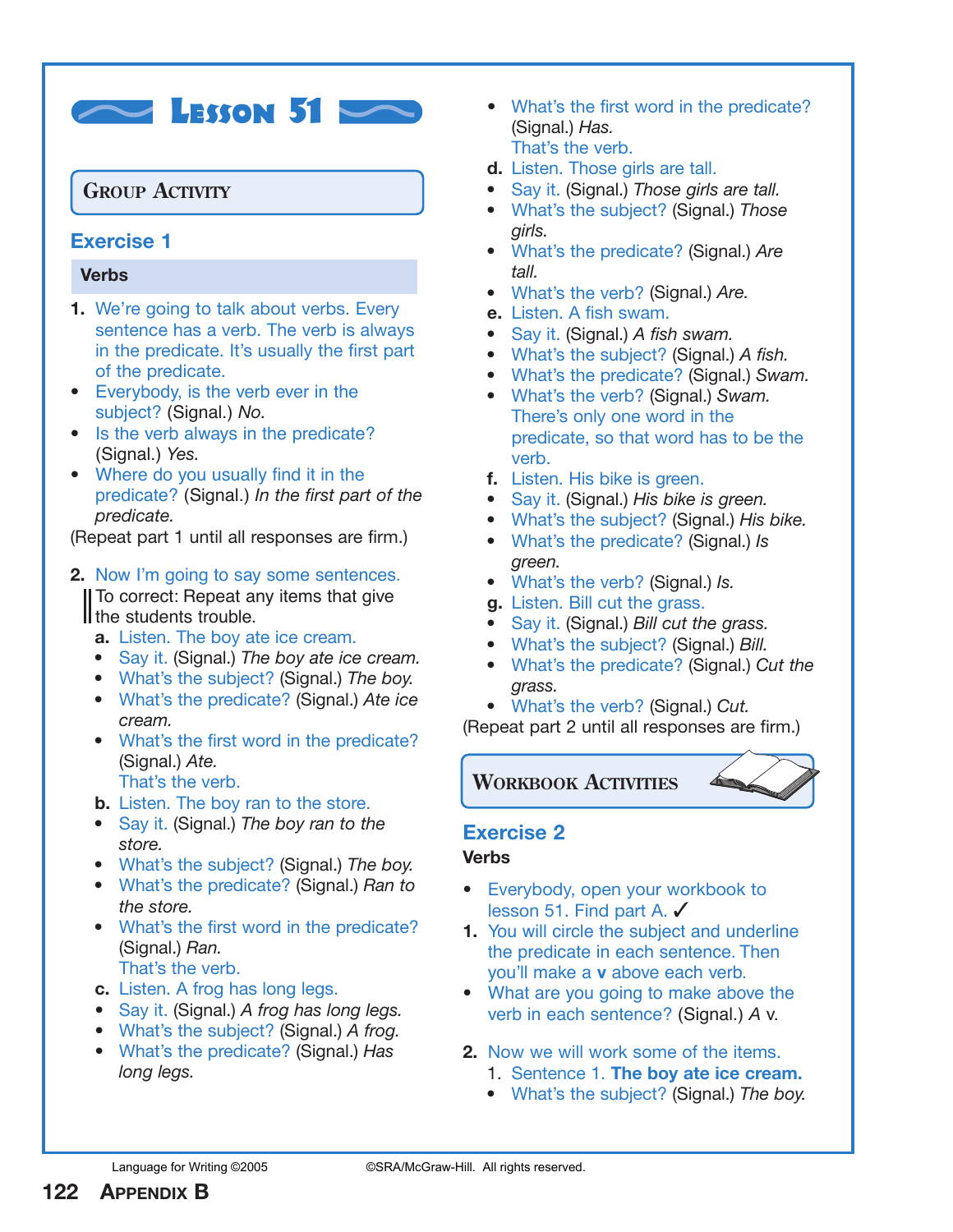# Lesson 51

## Group Activity

### Exercise 1

**Verbs**

1. We're going to talk about verbs. Every sentence has a verb. The verb is always in the predicate. It's usually the first part of the predicate.
   - Everybody, is the verb ever in the subject? (Signal.) *No.*
   - Is the verb always in the predicate? (Signal.) *Yes.*
   - Where do you usually find it in the predicate? (Signal.) *In the first part of the predicate.*

(Repeat part 1 until all responses are firm.)

2. Now I'm going to say some sentences.

   To correct: Repeat any items that give the students trouble.

   a. Listen. The boy ate ice cream.
   - Say it. (Signal.) *The boy ate ice cream.*
   - What's the subject? (Signal.) *The boy.*
   - What's the predicate? (Signal.) *Ate ice cream.*
   - What's the first word in the predicate? (Signal.) *Ate.* That's the verb.

   b. Listen. The boy ran to the store.
   - Say it. (Signal.) *The boy ran to the store.*
   - What's the subject? (Signal.) *The boy.*
   - What's the predicate? (Signal.) *Ran to the store.*
   - What's the first word in the predicate? (Signal.) *Ran.* That's the verb.

   c. Listen. A frog has long legs.
   - Say it. (Signal.) *A frog has long legs.*
   - What's the subject? (Signal.) *A frog.*
   - What's the predicate? (Signal.) *Has long legs.*
   - What's the first word in the predicate? (Signal.) *Has.* That's the verb.

   d. Listen. Those girls are tall.
   - Say it. (Signal.) *Those girls are tall.*
   - What's the subject? (Signal.) *Those girls.*
   - What's the predicate? (Signal.) *Are tall.*
   - What's the verb? (Signal.) *Are.*

   e. Listen. A fish swam.
   - Say it. (Signal.) *A fish swam.*
   - What's the subject? (Signal.) *A fish.*
   - What's the predicate? (Signal.) *Swam.*
   - What's the verb? (Signal.) *Swam.* There's only one word in the predicate, so that word has to be the verb.

   f. Listen. His bike is green.
   - Say it. (Signal.) *His bike is green.*
   - What's the subject? (Signal.) *His bike.*
   - What's the predicate? (Signal.) *Is green.*
   - What's the verb? (Signal.) *Is.*

   g. Listen. Bill cut the grass.
   - Say it. (Signal.) *Bill cut the grass.*
   - What's the subject? (Signal.) *Bill.*
   - What's the predicate? (Signal.) *Cut the grass.*
   - What's the verb? (Signal.) *Cut.*

(Repeat part 2 until all responses are firm.)

## Workbook Activities

### Exercise 2

**Verbs**

- Everybody, open your workbook to lesson 51. Find part A. ✓

1. You will circle the subject and underline the predicate in each sentence. Then you'll make a **v** above each verb.
   - What are you going to make above the verb in each sentence? (Signal.) *A* v.

2. Now we will work some of the items.
   1. Sentence 1. **The boy ate ice cream.**
   - What's the subject? (Signal.) *The boy.*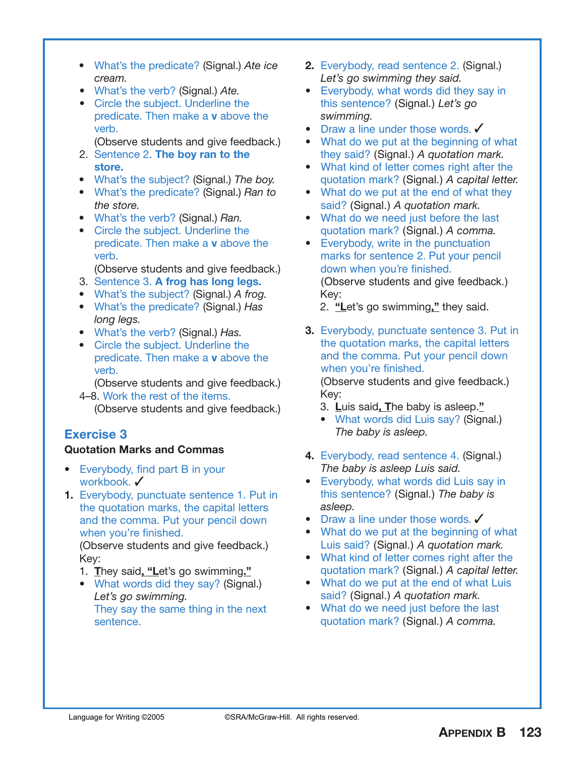- What's the predicate? (Signal.) *Ate ice cream.*
- What's the verb? (Signal.) *Ate.*
- Circle the subject. Underline the predicate. Then make a **v** above the verb.

  (Observe students and give feedback.)

2. Sentence 2. **The boy ran to the store.**
- What's the subject? (Signal.) *The boy.*
- What's the predicate? (Signal.) *Ran to the store.*
- What's the verb? (Signal.) *Ran.*
- Circle the subject. Underline the predicate. Then make a **v** above the verb.

  (Observe students and give feedback.)

3. Sentence 3. **A frog has long legs.**
- What's the subject? (Signal.) *A frog.*
- What's the predicate? (Signal.) *Has long legs.*
- What's the verb? (Signal.) *Has.*
- Circle the subject. Underline the predicate. Then make a **v** above the verb.

  (Observe students and give feedback.)

4–8. Work the rest of the items.

  (Observe students and give feedback.)

## Exercise 3

**Quotation Marks and Commas**

- Everybody, find part B in your workbook. ✓

**1.** Everybody, punctuate sentence 1. Put in the quotation marks, the capital letters and the comma. Put your pencil down when you're finished.

(Observe students and give feedback.)

Key:

1. **T**hey said**, "L**et's go swimming**."**

- What words did they say? (Signal.) *Let's go swimming.*

  They say the same thing in the next sentence.

**2.** Everybody, read sentence 2. (Signal.) *Let's go swimming they said.*

- Everybody, what words did they say in this sentence? (Signal.) *Let's go swimming.*
- Draw a line under those words. ✓
- What do we put at the beginning of what they said? (Signal.) *A quotation mark.*
- What kind of letter comes right after the quotation mark? (Signal.) *A capital letter.*
- What do we put at the end of what they said? (Signal.) *A quotation mark.*
- What do we need just before the last quotation mark? (Signal.) *A comma.*
- Everybody, write in the punctuation marks for sentence 2. Put your pencil down when you're finished.

  (Observe students and give feedback.)

  Key:

  2. **"L**et's go swimming**,"** they said.

**3.** Everybody, punctuate sentence 3. Put in the quotation marks, the capital letters and the comma. Put your pencil down when you're finished.

(Observe students and give feedback.)

Key:

3. **L**uis said**, "T**he baby is asleep**."**

- What words did Luis say? (Signal.) *The baby is asleep.*

**4.** Everybody, read sentence 4. (Signal.) *The baby is asleep Luis said.*

- Everybody, what words did Luis say in this sentence? (Signal.) *The baby is asleep.*
- Draw a line under those words. ✓
- What do we put at the beginning of what Luis said? (Signal.) *A quotation mark.*
- What kind of letter comes right after the quotation mark? (Signal.) *A capital letter.*
- What do we put at the end of what Luis said? (Signal.) *A quotation mark.*
- What do we need just before the last quotation mark? (Signal.) *A comma.*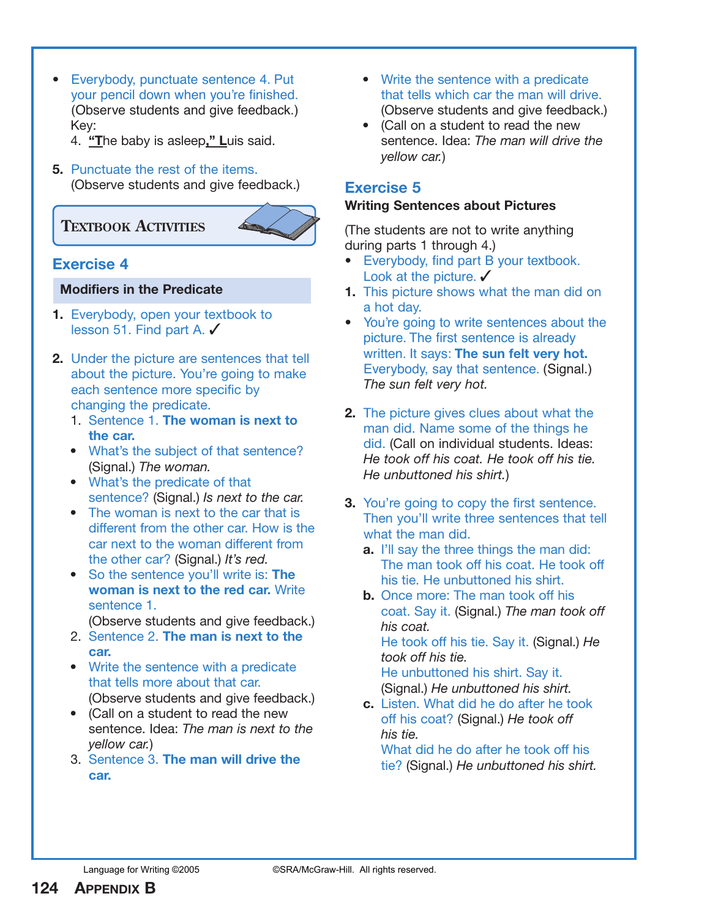- Everybody, punctuate sentence 4. Put your pencil down when you're finished. (Observe students and give feedback.)
  Key:
  4. **“T**he baby is asleep**,” L**uis said.

5. Punctuate the rest of the items. (Observe students and give feedback.)

**TEXTBOOK ACTIVITIES**

## Exercise 4

### Modifiers in the Predicate

1. Everybody, open your textbook to lesson 51. Find part A. ✓

2. Under the picture are sentences that tell about the picture. You're going to make each sentence more specific by changing the predicate.
   1. Sentence 1. **The woman is next to the car.**
      - What's the subject of that sentence? (Signal.) *The woman.*
      - What's the predicate of that sentence? (Signal.) *Is next to the car.*
      - The woman is next to the car that is different from the other car. How is the car next to the woman different from the other car? (Signal.) *It's red.*
      - So the sentence you'll write is: **The woman is next to the red car.** Write sentence 1. (Observe students and give feedback.)
   2. Sentence 2. **The man is next to the car.**
      - Write the sentence with a predicate that tells more about that car. (Observe students and give feedback.)
      - (Call on a student to read the new sentence. Idea: *The man is next to the yellow car.*)
   3. Sentence 3. **The man will drive the car.**
      - Write the sentence with a predicate that tells which car the man will drive. (Observe students and give feedback.)
      - (Call on a student to read the new sentence. Idea: *The man will drive the yellow car.*)

## Exercise 5

### Writing Sentences about Pictures

(The students are not to write anything during parts 1 through 4.)

- Everybody, find part B your textbook. Look at the picture. ✓

1. This picture shows what the man did on a hot day.
   - You're going to write sentences about the picture. The first sentence is already written. It says: **The sun felt very hot.** Everybody, say that sentence. (Signal.) *The sun felt very hot.*

2. The picture gives clues about what the man did. Name some of the things he did. (Call on individual students. Ideas: *He took off his coat. He took off his tie. He unbuttoned his shirt.*)

3. You're going to copy the first sentence. Then you'll write three sentences that tell what the man did.
   a. I'll say the three things the man did: The man took off his coat. He took off his tie. He unbuttoned his shirt.
   b. Once more: The man took off his coat. Say it. (Signal.) *The man took off his coat.*
      He took off his tie. Say it. (Signal.) *He took off his tie.*
      He unbuttoned his shirt. Say it. (Signal.) *He unbuttoned his shirt.*
   c. Listen. What did he do after he took off his coat? (Signal.) *He took off his tie.*
      What did he do after he took off his tie? (Signal.) *He unbuttoned his shirt.*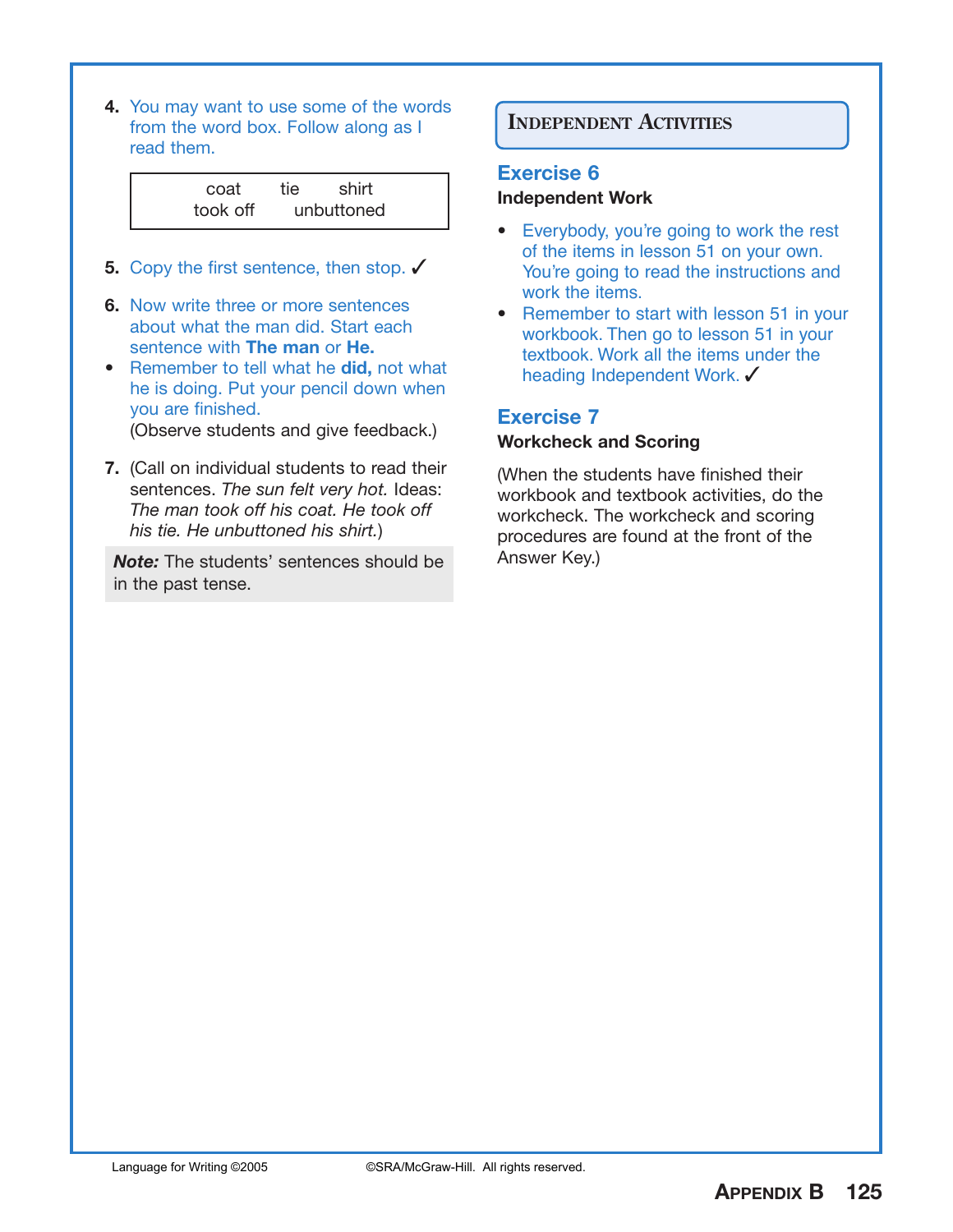4. You may want to use some of the words from the word box. Follow along as I read them.

| coat | tie | shirt |
|---|---|---|
| took off | unbuttoned | |

5. Copy the first sentence, then stop. ✓

6. Now write three or more sentences about what the man did. Start each sentence with **The man** or **He.**

- Remember to tell what he **did,** not what he is doing. Put your pencil down when you are finished.

  (Observe students and give feedback.)

7. (Call on individual students to read their sentences. *The sun felt very hot.* Ideas: *The man took off his coat. He took off his tie. He unbuttoned his shirt.*)

***Note:*** The students' sentences should be in the past tense.

## Independent Activities

### Exercise 6

**Independent Work**

- Everybody, you're going to work the rest of the items in lesson 51 on your own. You're going to read the instructions and work the items.
- Remember to start with lesson 51 in your workbook. Then go to lesson 51 in your textbook. Work all the items under the heading Independent Work. ✓

### Exercise 7

**Workcheck and Scoring**

(When the students have finished their workbook and textbook activities, do the workcheck. The workcheck and scoring procedures are found at the front of the Answer Key.)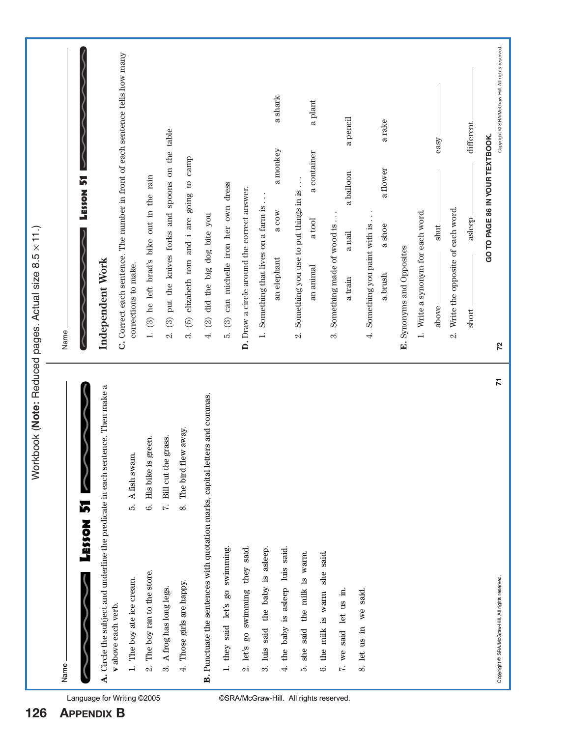Workbook (**Note:** Reduced pages. Actual size 8.5 × 11.)

Name ______________________

## Lesson 51

**A.** Circle the subject and underline the predicate in each sentence. Then make a **v** above each verb.

1. The boy ate ice cream.
2. The boy ran to the store.
3. A frog has long legs.
4. Those girls are happy.
5. A fish swam.
6. His bike is green.
7. Bill cut the grass.
8. The bird flew away.

**B.** Punctuate the sentences with quotation marks, capital letters and commas.

1. they said let's go swimming.
2. let's go swimming they said.
3. luis said the baby is asleep.
4. the baby is asleep luis said.
5. she said the milk is warm.
6. the milk is warm she said.
7. we said let us in.
8. let us in we said.

Name ______________________

## Lesson 51

### Independent Work

**C.** Correct each sentence. The number in front of each sentence tells how many corrections to make.

1. (3) he left brad's bike out in the rain
2. (3) put the knives forks and spoons on the table
3. (5) elizabeth tom and i are going to camp
4. (2) did the big dog bite you
5. (3) can michelle iron her own dress

**D.** Draw a circle around the correct answer.

1. Something that lives on a farm is . . .
   an elephant    a cow    a monkey    a shark
2. Something you use to put things in is . . .
   an animal    a tool    a container    a plant
3. Something made of wood is . . .
   a train    a nail    a balloon    a pencil
4. Something you paint with is . . .
   a brush    a shoe    a flower    a rake

**E.** Synonyms and Opposites

1. Write a synonym for each word.
   above ________    shut ________    easy ________
2. Write the opposite of each word.
   short ________    asleep ________    different ________

**GO TO PAGE 86 IN YOUR TEXTBOOK.**

Language for Writing ©2005    ©SRA/McGraw-Hill. All rights reserved.

126 APPENDIX B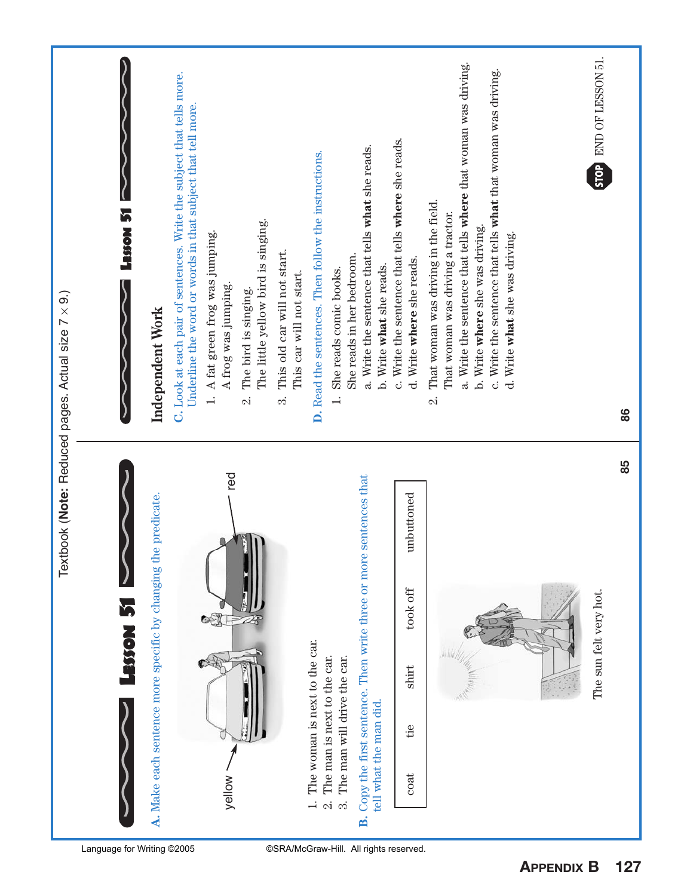Textbook (**Note:** Reduced pages. Actual size 7 × 9.)

# Lesson 51

**A.** Make each sentence more specific by changing the predicate.

yellow

red

1. The woman is next to the car.
2. The man is next to the car.
3. The man will drive the car.

**B.** Copy the first sentence. Then write three or more sentences that tell what the man did.

| | | | | |
|---|---|---|---|---|
| coat | tie | shirt | took off | unbuttoned |

The sun felt very hot.

# Lesson 51

## Independent Work

**C.** Look at each pair of sentences. Write the subject that tells more. Underline the word or words in that subject that tell more.

1. A fat green frog was jumping.
   A frog was jumping.
2. The bird is singing.
   The little yellow bird is singing.
3. This old car will not start.
   This car will not start.

**D.** Read the sentences. Then follow the instructions.

1. She reads comic books.
   She reads in her bedroom.
   a. Write the sentence that tells **what** she reads.
   b. Write **what** she reads.
   c. Write the sentence that tells **where** she reads.
   d. Write **where** she reads.
2. That woman was driving in the field.
   That woman was driving a tractor.
   a. Write the sentence that tells **where** that woman was driving.
   b. Write **where** she was driving.
   c. Write the sentence that tells **what** that woman was driving.
   d. Write **what** she was driving.

STOP END OF LESSON 51.

Language for Writing ©2005 ©SRA/McGraw-Hill. All rights reserved.

APPENDIX B